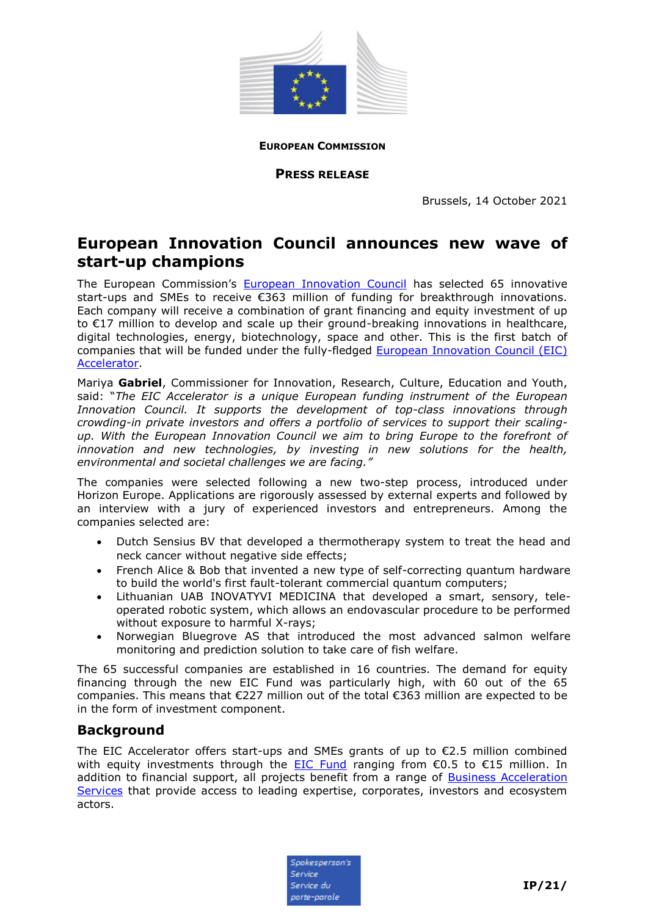**EUROPEAN COMMISSION**

**PRESS RELEASE**

Brussels, 14 October 2021

# European Innovation Council announces new wave of start-up champions

The European Commission's European Innovation Council has selected 65 innovative start-ups and SMEs to receive €363 million of funding for breakthrough innovations. Each company will receive a combination of grant financing and equity investment of up to €17 million to develop and scale up their ground-breaking innovations in healthcare, digital technologies, energy, biotechnology, space and other. This is the first batch of companies that will be funded under the fully-fledged European Innovation Council (EIC) Accelerator.

Mariya **Gabriel**, Commissioner for Innovation, Research, Culture, Education and Youth, said: "*The EIC Accelerator is a unique European funding instrument of the European Innovation Council. It supports the development of top-class innovations through crowding-in private investors and offers a portfolio of services to support their scaling-up. With the European Innovation Council we aim to bring Europe to the forefront of innovation and new technologies, by investing in new solutions for the health, environmental and societal challenges we are facing.*"

The companies were selected following a new two-step process, introduced under Horizon Europe. Applications are rigorously assessed by external experts and followed by an interview with a jury of experienced investors and entrepreneurs. Among the companies selected are:

- Dutch Sensius BV that developed a thermotherapy system to treat the head and neck cancer without negative side effects;
- French Alice & Bob that invented a new type of self-correcting quantum hardware to build the world's first fault-tolerant commercial quantum computers;
- Lithuanian UAB INOVATYVI MEDICINA that developed a smart, sensory, tele-operated robotic system, which allows an endovascular procedure to be performed without exposure to harmful X-rays;
- Norwegian Bluegrove AS that introduced the most advanced salmon welfare monitoring and prediction solution to take care of fish welfare.

The 65 successful companies are established in 16 countries. The demand for equity financing through the new EIC Fund was particularly high, with 60 out of the 65 companies. This means that €227 million out of the total €363 million are expected to be in the form of investment component.

## Background

The EIC Accelerator offers start-ups and SMEs grants of up to €2.5 million combined with equity investments through the EIC Fund ranging from €0.5 to €15 million. In addition to financial support, all projects benefit from a range of Business Acceleration Services that provide access to leading expertise, corporates, investors and ecosystem actors.

IP/21/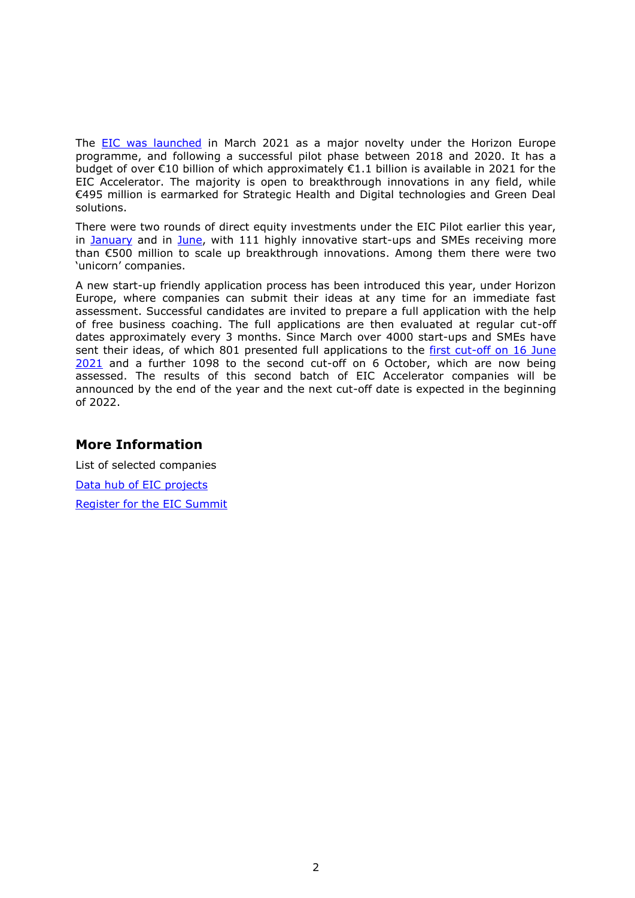The EIC was launched in March 2021 as a major novelty under the Horizon Europe programme, and following a successful pilot phase between 2018 and 2020. It has a budget of over €10 billion of which approximately €1.1 billion is available in 2021 for the EIC Accelerator. The majority is open to breakthrough innovations in any field, while €495 million is earmarked for Strategic Health and Digital technologies and Green Deal solutions.

There were two rounds of direct equity investments under the EIC Pilot earlier this year, in January and in June, with 111 highly innovative start-ups and SMEs receiving more than €500 million to scale up breakthrough innovations. Among them there were two 'unicorn' companies.

A new start-up friendly application process has been introduced this year, under Horizon Europe, where companies can submit their ideas at any time for an immediate fast assessment. Successful candidates are invited to prepare a full application with the help of free business coaching. The full applications are then evaluated at regular cut-off dates approximately every 3 months. Since March over 4000 start-ups and SMEs have sent their ideas, of which 801 presented full applications to the first cut-off on 16 June 2021 and a further 1098 to the second cut-off on 6 October, which are now being assessed. The results of this second batch of EIC Accelerator companies will be announced by the end of the year and the next cut-off date is expected in the beginning of 2022.

## More Information

List of selected companies

Data hub of EIC projects

Register for the EIC Summit